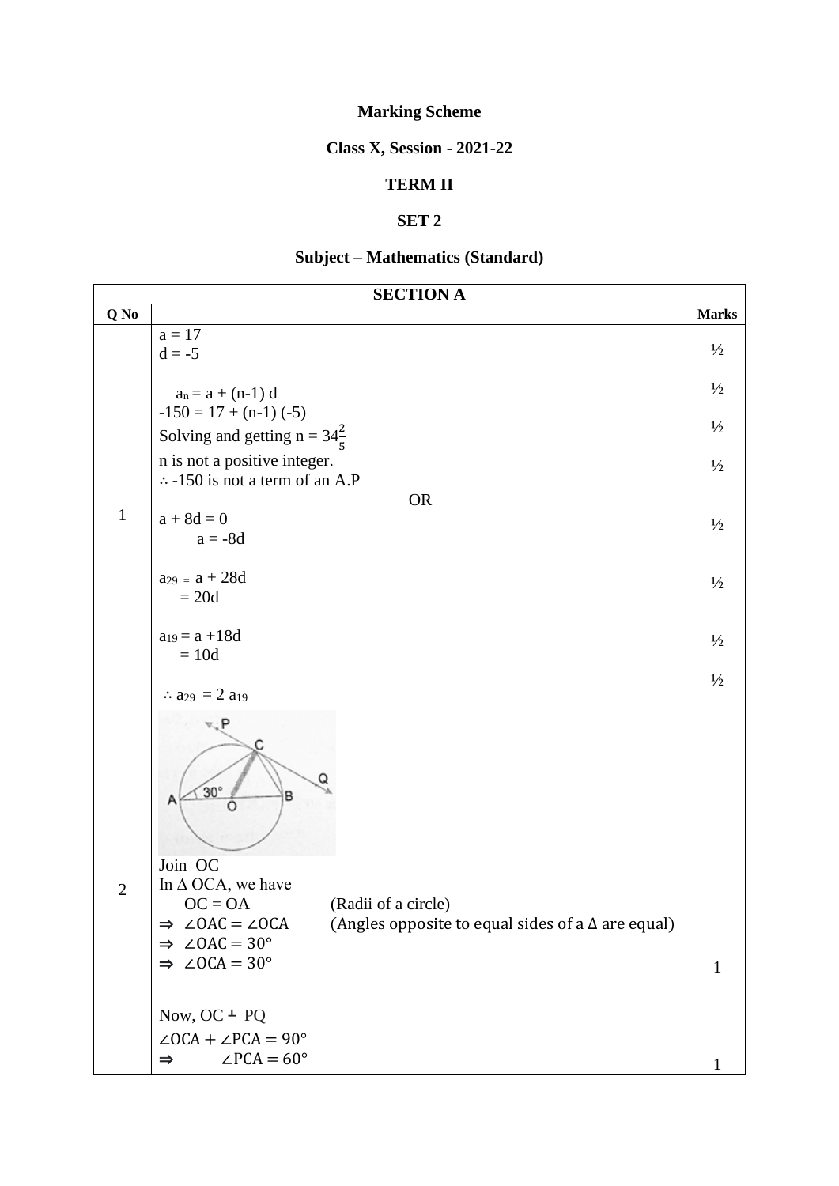**Marking Scheme**

**Class X, Session - 2021-22**

**TERM II**

**SET 2**

**Subject – Mathematics (Standard)**

| **SECTION A** | | |
|---|---|---|
| **Q No** | | **Marks** |
| 1 | $a = 17$<br>$d = -5$<br><br>$a_n = a + (n-1)\,d$<br>$-150 = 17 + (n-1)(-5)$<br>Solving and getting $n = 34\frac{2}{5}$<br>n is not a positive integer.<br>$\therefore$ -150 is not a term of an A.P<br>OR<br>$a + 8d = 0$<br>$a = -8d$<br><br>$a_{29} = a + 28d$<br>$= 20d$<br><br>$a_{19} = a + 18d$<br>$= 10d$<br><br>$\therefore a_{29} = 2\,a_{19}$ | ½<br><br>½<br><br>½<br><br>½<br><br><br>½<br><br>½<br><br>½<br><br>½ |
| 2 | Join OC<br>In $\Delta$ OCA, we have<br>OC = OA (Radii of a circle)<br>$\Rightarrow \angle OAC = \angle OCA$ (Angles opposite to equal sides of a $\Delta$ are equal)<br>$\Rightarrow \angle OAC = 30°$<br>$\Rightarrow \angle OCA = 30°$<br><br>Now, OC ⊥ PQ<br>$\angle OCA + \angle PCA = 90°$<br>$\Rightarrow \angle PCA = 60°$ | <br><br><br><br><br>1<br><br><br><br>1 |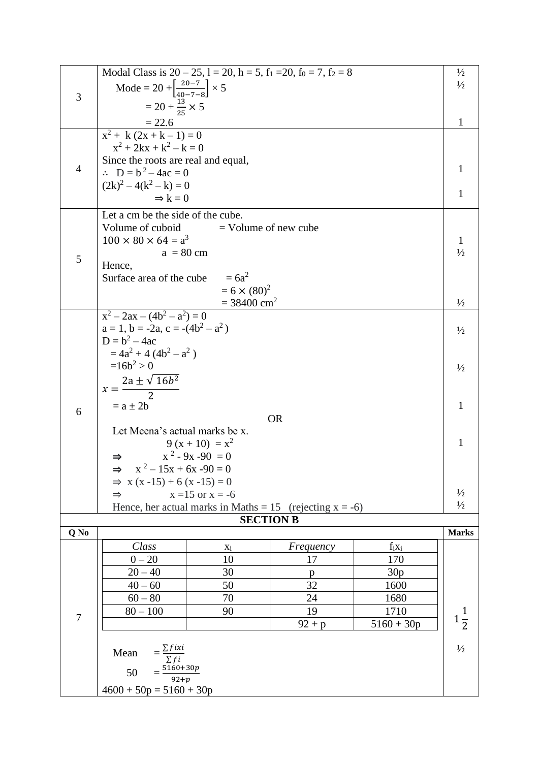| Q No | | Marks |
|---|---|---|
| 3 | Modal Class is 20 – 25, $l = 20$, $h = 5$, $f_1 = 20$, $f_0 = 7$, $f_2 = 8$<br>Mode = $20 + \left[\frac{20-7}{40-7-8}\right] \times 5$<br>$= 20 + \frac{13}{25} \times 5$<br>$= 22.6$ | ½<br>½<br><br>1 |
| 4 | $x^2 + k(2x + k - 1) = 0$<br>$x^2 + 2kx + k^2 - k = 0$<br>Since the roots are real and equal,<br>$\therefore$ $D = b^2 - 4ac = 0$<br>$(2k)^2 - 4(k^2 - k) = 0$<br>$\Rightarrow k = 0$ | <br><br><br>1<br><br>1 |
| 5 | Let a cm be the side of the cube.<br>Volume of cuboid = Volume of new cube<br>$100 \times 80 \times 64 = a^3$<br>$a = 80$ cm<br>Hence,<br>Surface area of the cube $= 6a^2$<br>$= 6 \times (80)^2$<br>$= 38400$ cm$^2$ | <br><br>1<br>½<br><br><br><br>½ |
| 6 | $x^2 - 2ax - (4b^2 - a^2) = 0$<br>$a = 1$, $b = -2a$, $c = -(4b^2 - a^2)$<br>$D = b^2 - 4ac$<br>$= 4a^2 + 4(4b^2 - a^2)$<br>$= 16b^2 > 0$<br>$x = \frac{2a \pm \sqrt{16b^2}}{2}$<br>$= a \pm 2b$<br>OR<br>Let Meena's actual marks be x.<br>$9(x + 10) = x^2$<br>$\Rightarrow$ $x^2 - 9x - 90 = 0$<br>$\Rightarrow$ $x^2 - 15x + 6x - 90 = 0$<br>$\Rightarrow$ $x(x - 15) + 6(x - 15) = 0$<br>$\Rightarrow$ $x = 15$ or $x = -6$<br>Hence, her actual marks in Maths = 15 (rejecting $x = -6$) | <br>½<br><br><br>½<br><br>1<br><br><br>1<br><br><br><br>½<br>½ |

## SECTION B

| Q No | | Marks |
|---|---|---|
| 7 | (see table below)<br>Mean $= \frac{\sum f_i x_i}{\sum f_i}$<br>$50 = \frac{5160 + 30p}{92 + p}$<br>$4600 + 50p = 5160 + 30p$ | $1\frac{1}{2}$<br><br>½ |

| *Class* | $x_i$ | *Frequency* | $f_i x_i$ |
|---|---|---|---|
| 0 – 20 | 10 | 17 | 170 |
| 20 – 40 | 30 | p | 30p |
| 40 – 60 | 50 | 32 | 1600 |
| 60 – 80 | 70 | 24 | 1680 |
| 80 – 100 | 90 | 19 | 1710 |
| | | 92 + p | 5160 + 30p |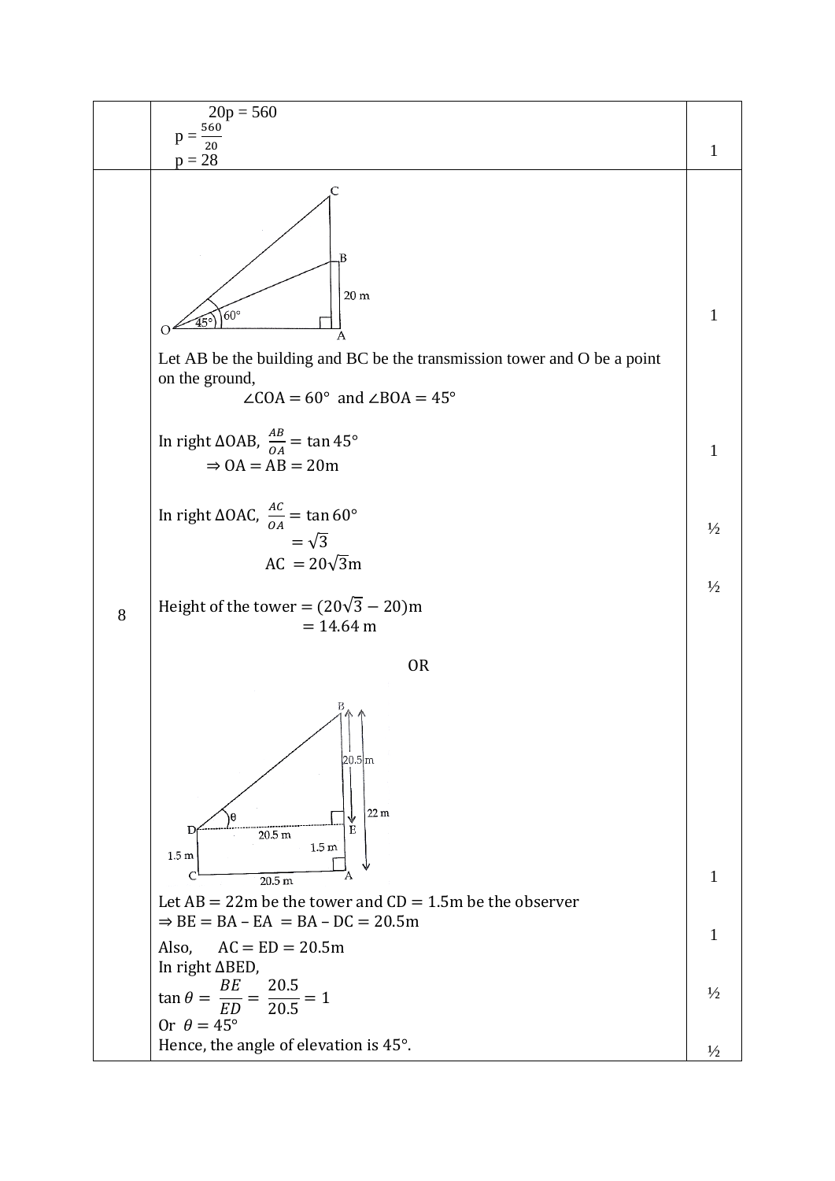| | | |
|---|---|---|
| | $20p = 560$<br>$p = \frac{560}{20}$<br>$p = 28$ | 1 |
| 8 | Let AB be the building and BC be the transmission tower and O be a point on the ground,<br>$\angle COA = 60°$ and $\angle BOA = 45°$<br><br>In right $\Delta OAB$, $\frac{AB}{OA} = \tan 45°$<br>$\Rightarrow OA = AB = 20m$<br><br>In right $\Delta OAC$, $\frac{AC}{OA} = \tan 60°$<br>$= \sqrt{3}$<br>$AC = 20\sqrt{3}m$<br><br>Height of the tower $= (20\sqrt{3} - 20)m$<br>$= 14.64$ m | 1<br><br>1<br><br>½<br><br>½ |
| | OR | |
| | Let $AB = 22m$ be the tower and $CD = 1.5m$ be the observer<br>$\Rightarrow BE = BA - EA = BA - DC = 20.5m$<br>Also, $AC = ED = 20.5m$<br>In right $\Delta BED$,<br>$\tan\theta = \frac{BE}{ED} = \frac{20.5}{20.5} = 1$<br>Or $\theta = 45°$<br>Hence, the angle of elevation is 45°. | 1<br><br>1<br><br>½<br><br>½ |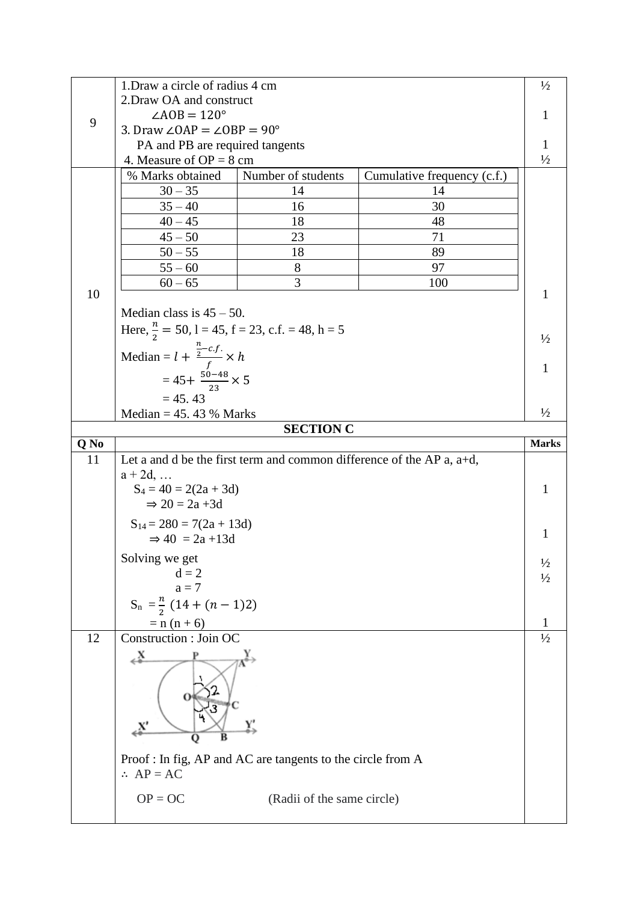| | | |
|---|---|---|
| 9 | 1.Draw a circle of radius 4 cm<br>2.Draw OA and construct<br>$\angle AOB = 120°$<br>3. Draw $\angle OAP = \angle OBP = 90°$<br>PA and PB are required tangents<br>4. Measure of OP = 8 cm | ½<br><br>1<br><br>1<br>½ |

| % Marks obtained | Number of students | Cumulative frequency (c.f.) |
|---|---|---|
| 30 – 35 | 14 | 14 |
| 35 – 40 | 16 | 30 |
| 40 – 45 | 18 | 48 |
| 45 – 50 | 23 | 71 |
| 50 – 55 | 18 | 89 |
| 55 – 60 | 8 | 97 |
| 60 – 65 | 3 | 100 |

**10** (1)

Median class is 45 – 50.

Here, $\frac{n}{2} = 50$, l = 45, f = 23, c.f. = 48, h = 5 (½)

Median = $l + \frac{\frac{n}{2} - c.f.}{f} \times h$ (1)

$= 45 + \frac{50-48}{23} \times 5$

= 45. 43

Median = 45. 43 % Marks (½)

## SECTION C

| Q No | | Marks |
|---|---|---|
| 11 | Let a and d be the first term and common difference of the AP a, a+d, a + 2d, …<br>$S_4 = 40 = 2(2a + 3d)$<br>$\Rightarrow 20 = 2a + 3d$<br>$S_{14} = 280 = 7(2a + 13d)$<br>$\Rightarrow 40 = 2a + 13d$<br>Solving we get<br>d = 2<br>a = 7<br>$S_n = \frac{n}{2}(14 + (n-1)2)$<br>$= n(n + 6)$ | <br>1<br><br>1<br><br>½<br>½<br><br>1 |
| 12 | Construction : Join OC<br>Proof : In fig, AP and AC are tangents to the circle from A<br>∴ AP = AC<br>OP = OC (Radii of the same circle) | ½ |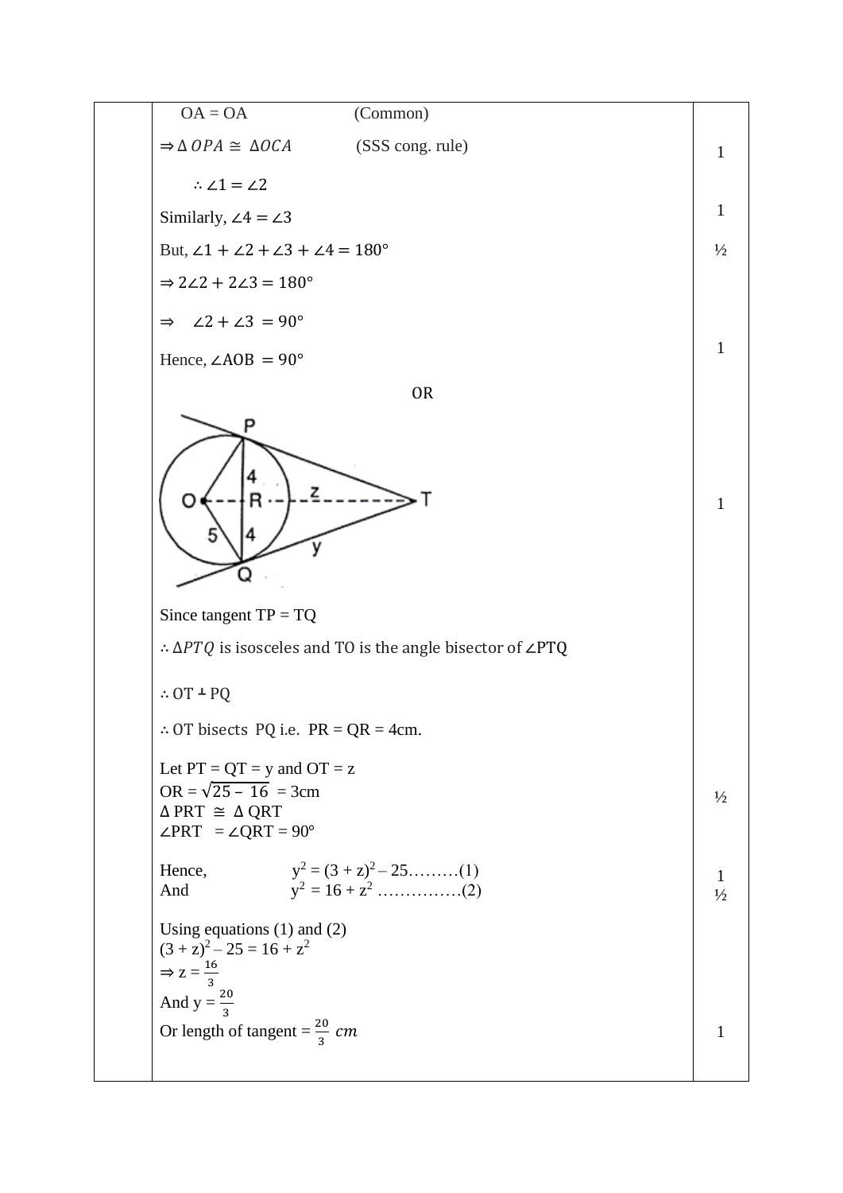| | | |
|---|---|---|
| | OA = OA (Common) | |
| | $\Rightarrow \Delta\, OPA \cong \Delta OCA$ (SSS cong. rule) | 1 |
| | $\therefore \angle 1 = \angle 2$ | |
| | Similarly, $\angle 4 = \angle 3$ | 1 |
| | But, $\angle 1 + \angle 2 + \angle 3 + \angle 4 = 180°$ | ½ |
| | $\Rightarrow 2\angle 2 + 2\angle 3 = 180°$ | |
| | $\Rightarrow \quad \angle 2 + \angle 3 = 90°$ | |
| | Hence, $\angle AOB = 90°$ | 1 |
| | OR | |
| | [Figure: circle with centre O, radius 5, chord PQ with PR = RQ = 4, tangents TP and TQ, OR–RT = z, QT = y] | 1 |
| | Since tangent TP = TQ | |
| | $\therefore \Delta PTQ$ is isosceles and TO is the angle bisector of ∠PTQ | |
| | $\therefore$ OT ⊥ PQ | |
| | $\therefore$ OT bisects PQ i.e. PR = QR = 4cm. | |
| | Let PT = QT = y and OT = z | |
| | OR = $\sqrt{25 - 16}$ = 3cm | ½ |
| | Δ PRT ≅ Δ QRT | |
| | ∠PRT = ∠QRT = 90° | |
| | Hence, $y^2 = (3 + z)^2 - 25$………(1) | 1 |
| | And $y^2 = 16 + z^2$ ……………(2) | ½ |
| | Using equations (1) and (2) | |
| | $(3 + z)^2 - 25 = 16 + z^2$ | |
| | $\Rightarrow z = \frac{16}{3}$ | |
| | And $y = \frac{20}{3}$ | |
| | Or length of tangent = $\frac{20}{3}\ cm$ | 1 |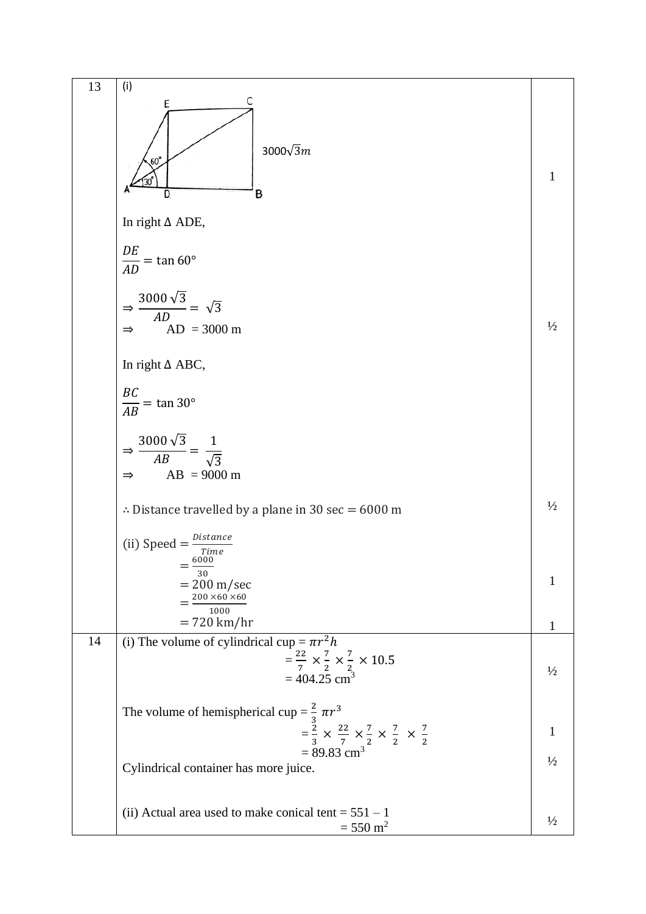| | | |
|---|---|---|
| 13 | (i) [Figure: points A, D, B on base; E above D, C above B; angles 60° and 30° at A; BC = $3000\sqrt{3}m$] | 1 |
| | In right Δ ADE, $\frac{DE}{AD} = \tan 60°$ | |
| | $\Rightarrow \frac{3000\sqrt{3}}{AD} = \sqrt{3}$ $\Rightarrow$ AD = 3000 m | ½ |
| | In right Δ ABC, $\frac{BC}{AB} = \tan 30°$ | |
| | $\Rightarrow \frac{3000\sqrt{3}}{AB} = \frac{1}{\sqrt{3}}$ $\Rightarrow$ AB = 9000 m | |
| | $\therefore$ Distance travelled by a plane in 30 sec $= 6000$ m | ½ |
| | (ii) Speed $= \frac{Distance}{Time}$ $= \frac{6000}{30}$ $= 200$ m/sec | 1 |
| | $= \frac{200 \times 60 \times 60}{1000}$ $= 720$ km/hr | 1 |
| 14 | (i) The volume of cylindrical cup = $\pi r^2 h$ $= \frac{22}{7} \times \frac{7}{2} \times \frac{7}{2} \times 10.5$ = 404.25 cm$^3$ | ½ |
| | The volume of hemispherical cup = $\frac{2}{3}\pi r^3$ $= \frac{2}{3} \times \frac{22}{7} \times \frac{7}{2} \times \frac{7}{2} \times \frac{7}{2}$ = 89.83 cm$^3$ | 1 |
| | Cylindrical container has more juice. | ½ |
| | (ii) Actual area used to make conical tent = 551 – 1 = 550 m$^2$ | ½ |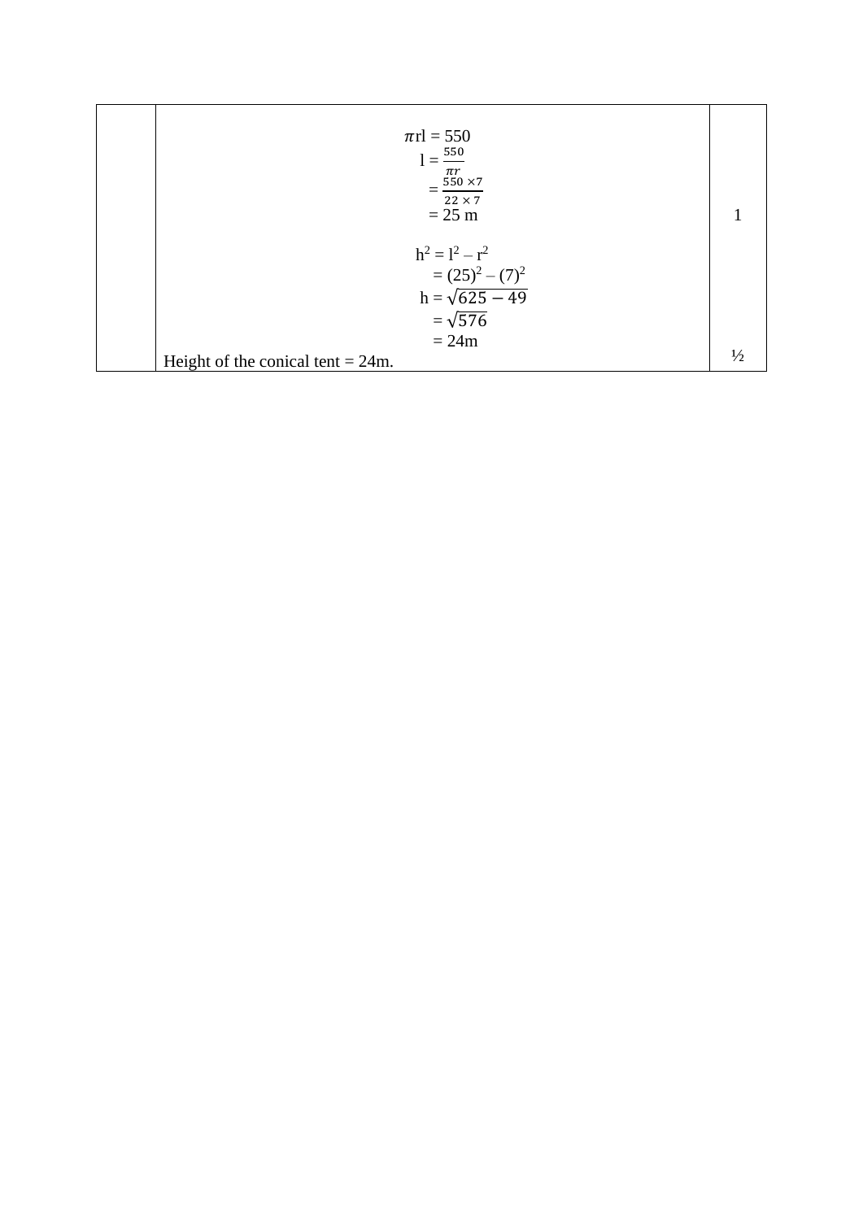| | | |
|---|---|---|
| | $\pi rl = 550$<br>$l = \frac{550}{\pi r}$<br>$= \frac{550 \times 7}{22 \times 7}$<br>$= 25$ m | 1 |
| | $h^2 = l^2 - r^2$<br>$= (25)^2 - (7)^2$<br>$h = \sqrt{625 - 49}$<br>$= \sqrt{576}$<br>$= 24$m<br>Height of the conical tent = 24m. | ½ |